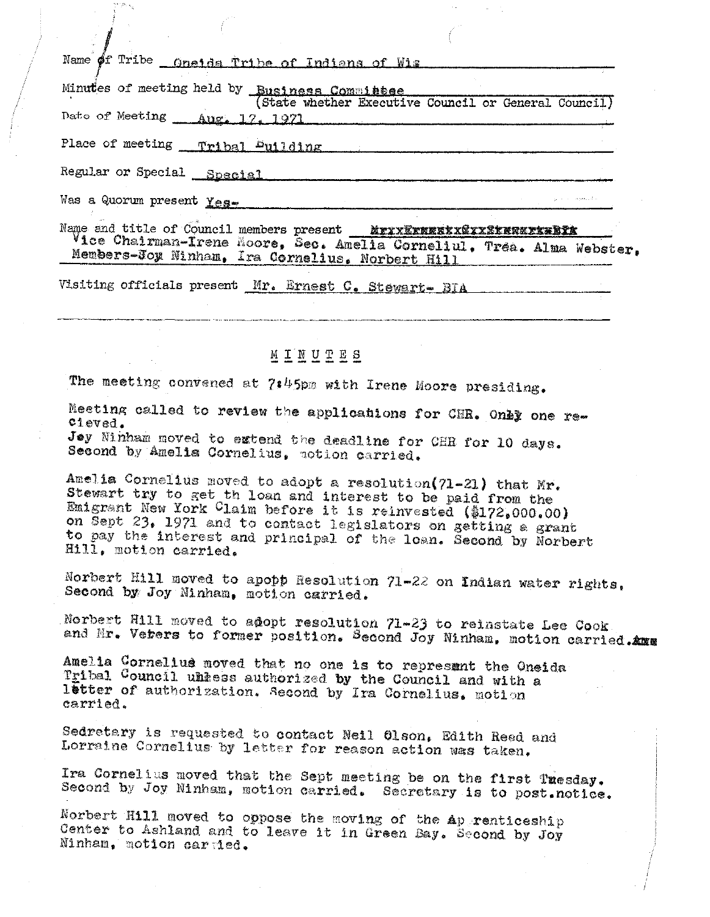Name of Tribe Oneida Tribe of Indians of Wis

Minutes of meeting held by Business Committee
(State whether Executive Council or General Council)

Date of Meeting Aug. 12, 1971

Place of meeting Tribal Building

Regular or Special Special

Was a Quorum present Yes-

Name and title of Council members present ~~MrxxXxxxxxxXxxXxxxxxxxBIA~~
Vice Chairman-Irene Moore, Sec. Amelia Corneliul, Trea. Alma Webster, Members-Joy Ninham, Ira Cornelius, Norbert Hill

Visiting officials present Mr. Ernest C. Stewart- BIA

# M I N U T E S

The meeting convened at 7:45pm with Irene Moore presiding.

Meeting called to review the applications for CHR. Only one recieved.
Joy Ninham moved to extend the deadline for CHR for 10 days. Second by Amelia Cornelius, motion carried.

Amelia Cornelius moved to adopt a resolution(71-21) that Mr. Stewart try to get th loan and interest to be paid from the Emigrant New York Claim before it is reinvested ($172,000.00) on Sept 23, 1971 and to contact legislators on getting a grant to pay the interest and principal of the loan. Second by Norbert Hill, motion carried.

Norbert Hill moved to apopt Resolution 71-22 on Indian water rights, Second by Joy Ninham, motion carried.

Norbert Hill moved to adopt resolution 71-23 to reinstate Lee Cook and Mr. Vebers to former position. Second Joy Ninham, motion carried.

Amelia Cornelius moved that no one is to represent the Oneida Tribal Council unless authorized by the Council and with a letter of authorization. Second by Ira Cornelius, motion carried.

Sedretary is requested to contact Neil Olson, Edith Reed and Lorraine Cornelius by letter for reason action was taken.

Ira Cornelius moved that the Sept meeting be on the first Tuesday. Second by Joy Ninham, motion carried. Secretary is to post.notice.

Norbert Hill moved to oppose the moving of the Ap renticeship Center to Ashland and to leave it in Green Bay. Second by Joy Ninham, motion carried.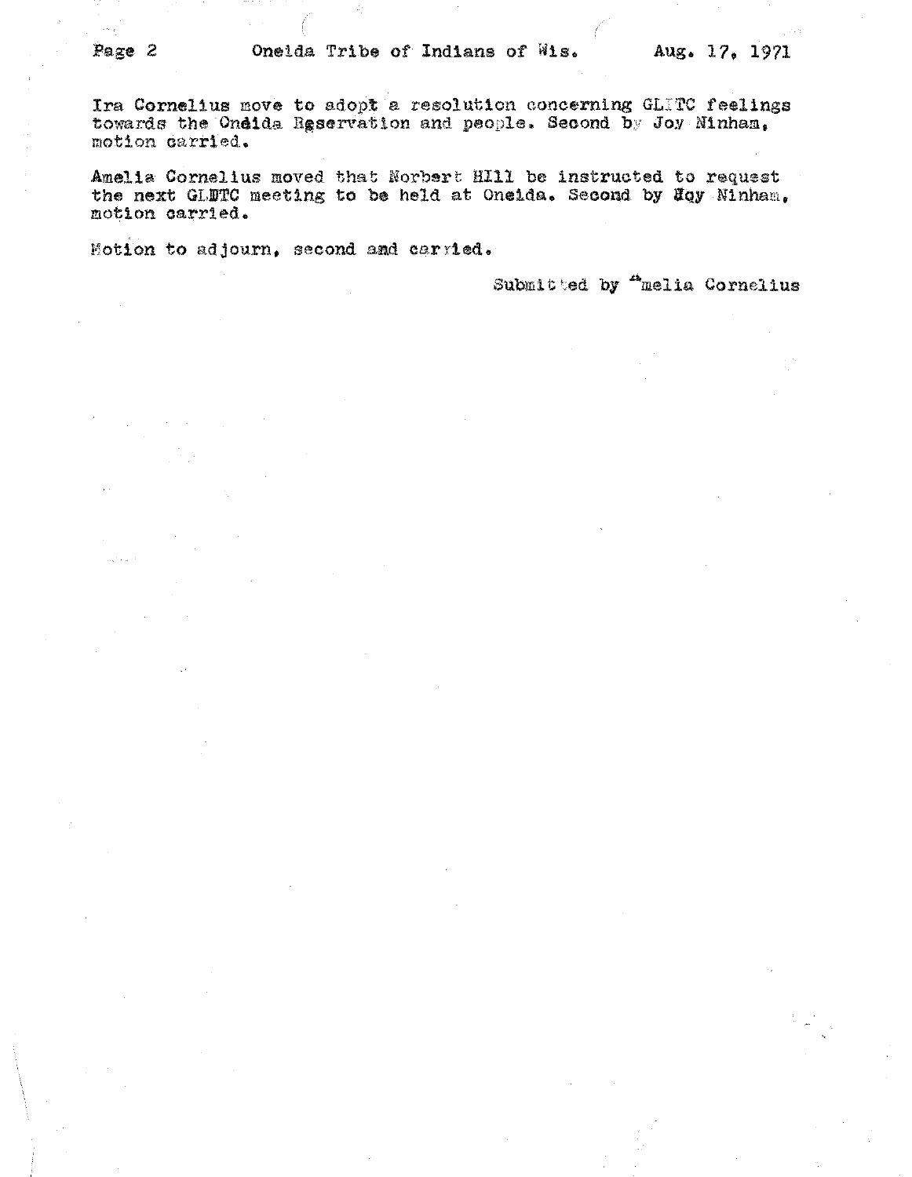Ira Cornelius move to adopt a resolution concerning GLITC feelings towards the Onéida Reservation and people. Second by Joy Ninham, motion carried.

Amelia Cornelius moved that Norbert Hill be instructed to request the next GLITC meeting to be held at Oneida. Second by Hoy Ninham, motion carried.

Motion to adjourn, second and carried.

Submitted by Amelia Cornelius